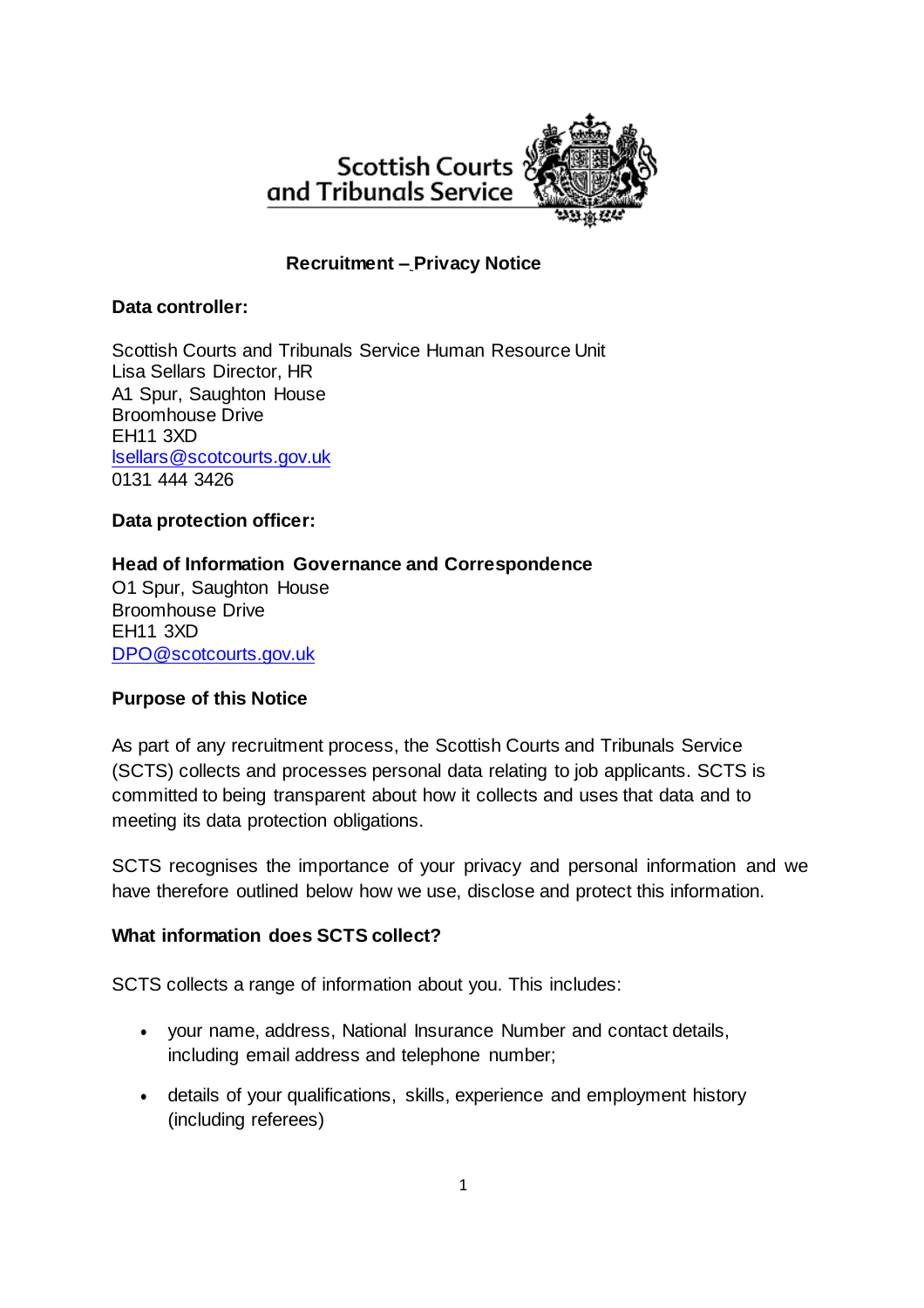Scottish Courts and Tribunals Service

# Recruitment – Privacy Notice

**Data controller:**

Scottish Courts and Tribunals Service Human Resource Unit
Lisa Sellars Director, HR
A1 Spur, Saughton House
Broomhouse Drive
EH11 3XD
lsellars@scotcourts.gov.uk
0131 444 3426

**Data protection officer:**

**Head of Information Governance and Correspondence**
O1 Spur, Saughton House
Broomhouse Drive
EH11 3XD
DPO@scotcourts.gov.uk

## Purpose of this Notice

As part of any recruitment process, the Scottish Courts and Tribunals Service (SCTS) collects and processes personal data relating to job applicants. SCTS is committed to being transparent about how it collects and uses that data and to meeting its data protection obligations.

SCTS recognises the importance of your privacy and personal information and we have therefore outlined below how we use, disclose and protect this information.

## What information does SCTS collect?

SCTS collects a range of information about you. This includes:

- your name, address, National Insurance Number and contact details, including email address and telephone number;
- details of your qualifications, skills, experience and employment history (including referees)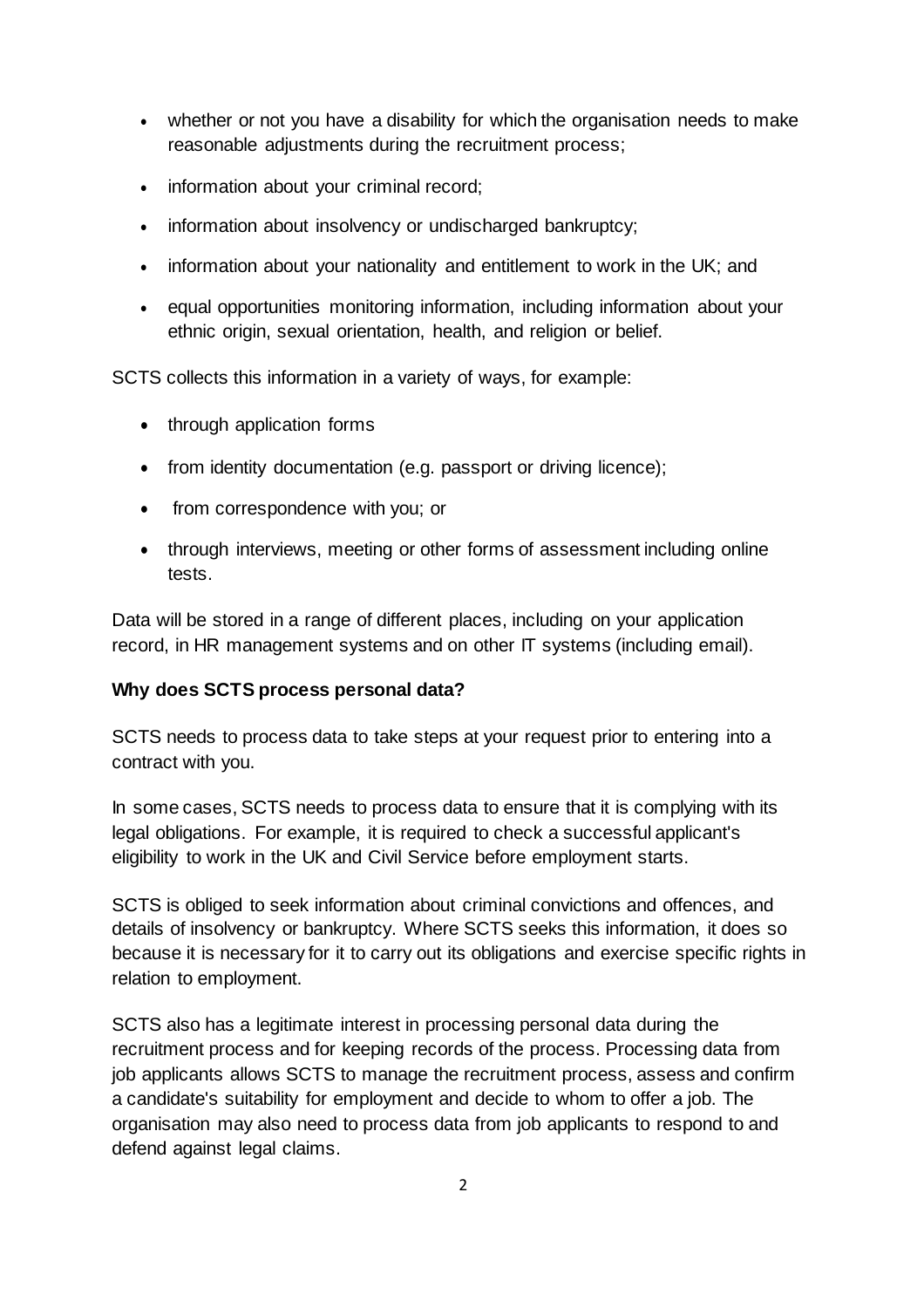- whether or not you have a disability for which the organisation needs to make reasonable adjustments during the recruitment process;
- information about your criminal record;
- information about insolvency or undischarged bankruptcy;
- information about your nationality and entitlement to work in the UK; and
- equal opportunities monitoring information, including information about your ethnic origin, sexual orientation, health, and religion or belief.

SCTS collects this information in a variety of ways, for example:

- through application forms
- from identity documentation (e.g. passport or driving licence);
- from correspondence with you; or
- through interviews, meeting or other forms of assessment including online tests.

Data will be stored in a range of different places, including on your application record, in HR management systems and on other IT systems (including email).

**Why does SCTS process personal data?**

SCTS needs to process data to take steps at your request prior to entering into a contract with you.

In some cases, SCTS needs to process data to ensure that it is complying with its legal obligations. For example, it is required to check a successful applicant's eligibility to work in the UK and Civil Service before employment starts.

SCTS is obliged to seek information about criminal convictions and offences, and details of insolvency or bankruptcy. Where SCTS seeks this information, it does so because it is necessary for it to carry out its obligations and exercise specific rights in relation to employment.

SCTS also has a legitimate interest in processing personal data during the recruitment process and for keeping records of the process. Processing data from job applicants allows SCTS to manage the recruitment process, assess and confirm a candidate's suitability for employment and decide to whom to offer a job. The organisation may also need to process data from job applicants to respond to and defend against legal claims.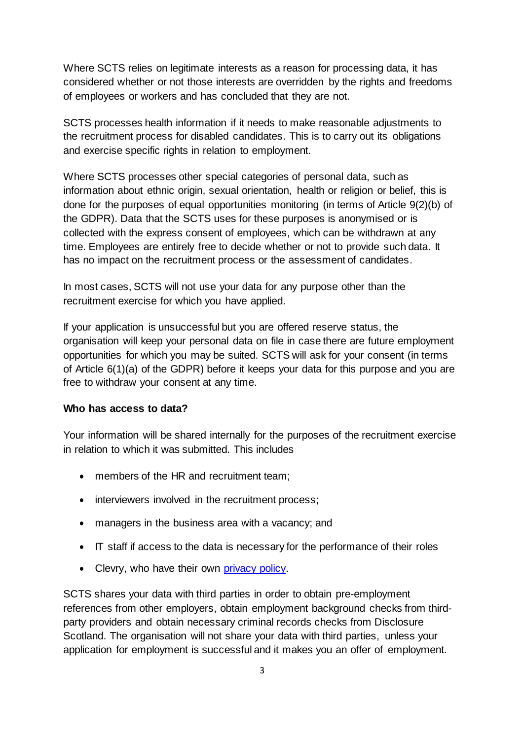Where SCTS relies on legitimate interests as a reason for processing data, it has considered whether or not those interests are overridden by the rights and freedoms of employees or workers and has concluded that they are not.

SCTS processes health information if it needs to make reasonable adjustments to the recruitment process for disabled candidates. This is to carry out its obligations and exercise specific rights in relation to employment.

Where SCTS processes other special categories of personal data, such as information about ethnic origin, sexual orientation, health or religion or belief, this is done for the purposes of equal opportunities monitoring (in terms of Article 9(2)(b) of the GDPR). Data that the SCTS uses for these purposes is anonymised or is collected with the express consent of employees, which can be withdrawn at any time. Employees are entirely free to decide whether or not to provide such data. It has no impact on the recruitment process or the assessment of candidates.

In most cases, SCTS will not use your data for any purpose other than the recruitment exercise for which you have applied.

If your application is unsuccessful but you are offered reserve status, the organisation will keep your personal data on file in case there are future employment opportunities for which you may be suited. SCTS will ask for your consent (in terms of Article 6(1)(a) of the GDPR) before it keeps your data for this purpose and you are free to withdraw your consent at any time.

**Who has access to data?**

Your information will be shared internally for the purposes of the recruitment exercise in relation to which it was submitted. This includes

- members of the HR and recruitment team;
- interviewers involved in the recruitment process;
- managers in the business area with a vacancy; and
- IT staff if access to the data is necessary for the performance of their roles
- Clevry, who have their own [privacy policy](privacy policy).

SCTS shares your data with third parties in order to obtain pre-employment references from other employers, obtain employment background checks from third-party providers and obtain necessary criminal records checks from Disclosure Scotland. The organisation will not share your data with third parties, unless your application for employment is successful and it makes you an offer of employment.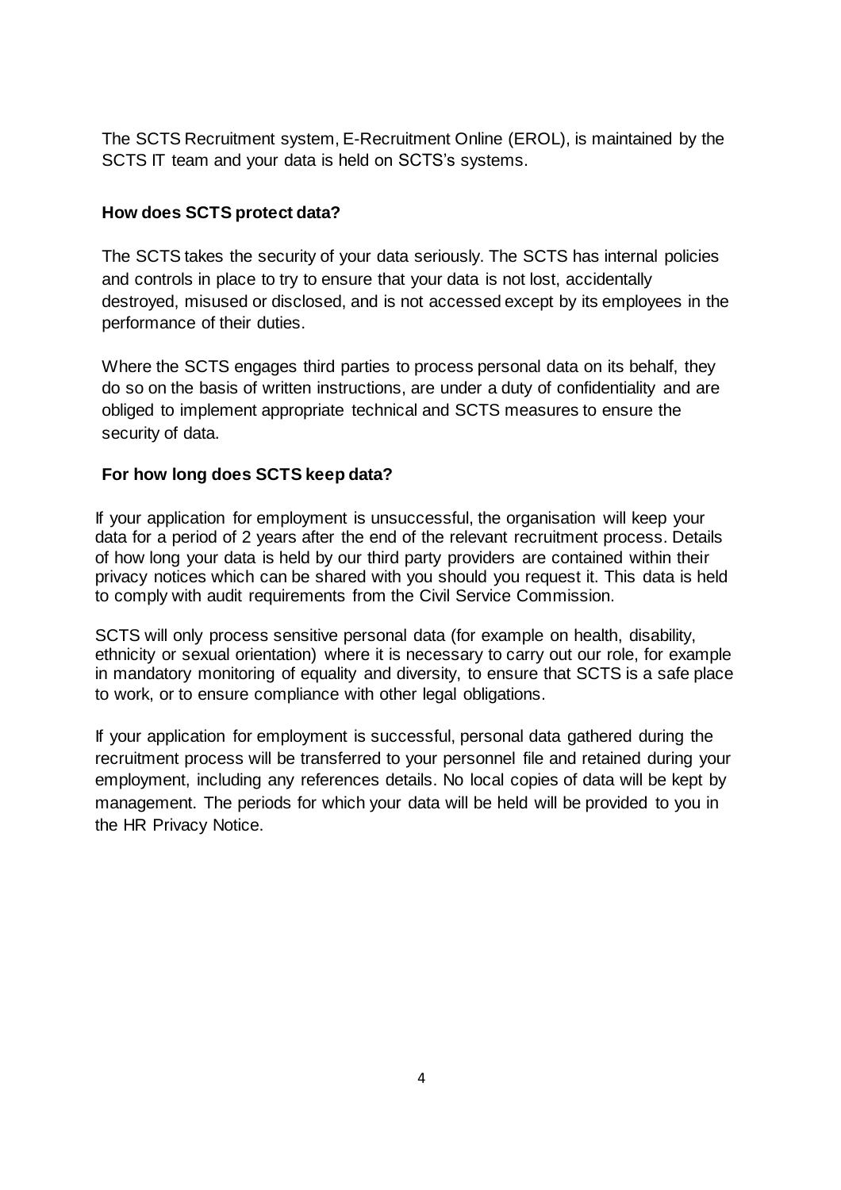The SCTS Recruitment system, E-Recruitment Online (EROL), is maintained by the SCTS IT team and your data is held on SCTS's systems.

**How does SCTS protect data?**

The SCTS takes the security of your data seriously. The SCTS has internal policies and controls in place to try to ensure that your data is not lost, accidentally destroyed, misused or disclosed, and is not accessed except by its employees in the performance of their duties.

Where the SCTS engages third parties to process personal data on its behalf, they do so on the basis of written instructions, are under a duty of confidentiality and are obliged to implement appropriate technical and SCTS measures to ensure the security of data.

**For how long does SCTS keep data?**

If your application for employment is unsuccessful, the organisation will keep your data for a period of 2 years after the end of the relevant recruitment process. Details of how long your data is held by our third party providers are contained within their privacy notices which can be shared with you should you request it. This data is held to comply with audit requirements from the Civil Service Commission.

SCTS will only process sensitive personal data (for example on health, disability, ethnicity or sexual orientation) where it is necessary to carry out our role, for example in mandatory monitoring of equality and diversity, to ensure that SCTS is a safe place to work, or to ensure compliance with other legal obligations.

If your application for employment is successful, personal data gathered during the recruitment process will be transferred to your personnel file and retained during your employment, including any references details. No local copies of data will be kept by management. The periods for which your data will be held will be provided to you in the HR Privacy Notice.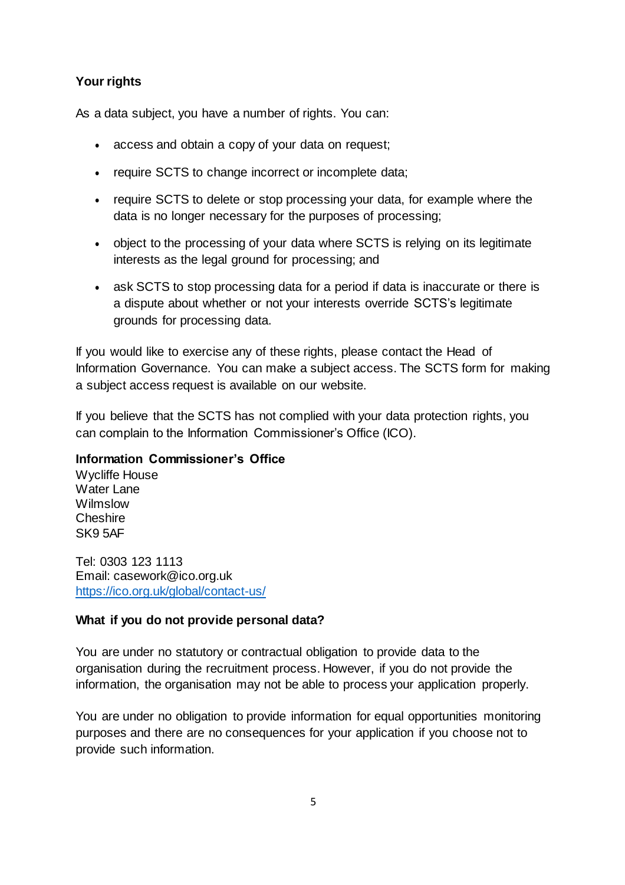**Your rights**

As a data subject, you have a number of rights. You can:

- access and obtain a copy of your data on request;
- require SCTS to change incorrect or incomplete data;
- require SCTS to delete or stop processing your data, for example where the data is no longer necessary for the purposes of processing;
- object to the processing of your data where SCTS is relying on its legitimate interests as the legal ground for processing; and
- ask SCTS to stop processing data for a period if data is inaccurate or there is a dispute about whether or not your interests override SCTS's legitimate grounds for processing data.

If you would like to exercise any of these rights, please contact the Head of Information Governance. You can make a subject access. The SCTS form for making a subject access request is available on our website.

If you believe that the SCTS has not complied with your data protection rights, you can complain to the Information Commissioner's Office (ICO).

**Information Commissioner's Office**
Wycliffe House
Water Lane
Wilmslow
Cheshire
SK9 5AF

Tel: 0303 123 1113
Email: casework@ico.org.uk
https://ico.org.uk/global/contact-us/

**What if you do not provide personal data?**

You are under no statutory or contractual obligation to provide data to the organisation during the recruitment process. However, if you do not provide the information, the organisation may not be able to process your application properly.

You are under no obligation to provide information for equal opportunities monitoring purposes and there are no consequences for your application if you choose not to provide such information.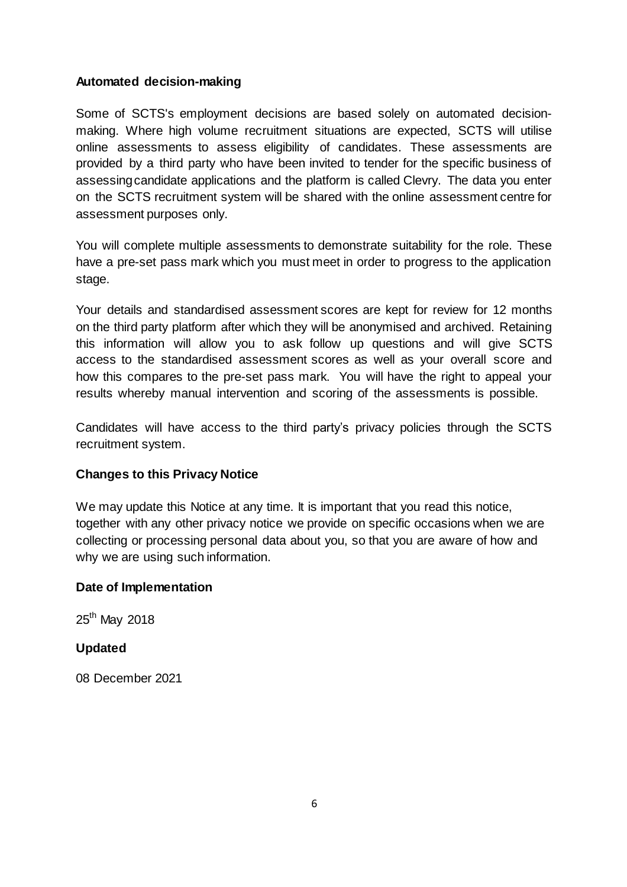**Automated decision-making**

Some of SCTS's employment decisions are based solely on automated decision-making. Where high volume recruitment situations are expected, SCTS will utilise online assessments to assess eligibility of candidates. These assessments are provided by a third party who have been invited to tender for the specific business of assessing candidate applications and the platform is called Clevry. The data you enter on the SCTS recruitment system will be shared with the online assessment centre for assessment purposes only.

You will complete multiple assessments to demonstrate suitability for the role. These have a pre-set pass mark which you must meet in order to progress to the application stage.

Your details and standardised assessment scores are kept for review for 12 months on the third party platform after which they will be anonymised and archived. Retaining this information will allow you to ask follow up questions and will give SCTS access to the standardised assessment scores as well as your overall score and how this compares to the pre-set pass mark. You will have the right to appeal your results whereby manual intervention and scoring of the assessments is possible.

Candidates will have access to the third party's privacy policies through the SCTS recruitment system.

**Changes to this Privacy Notice**

We may update this Notice at any time. It is important that you read this notice, together with any other privacy notice we provide on specific occasions when we are collecting or processing personal data about you, so that you are aware of how and why we are using such information.

**Date of Implementation**

25th May 2018

**Updated**

08 December 2021